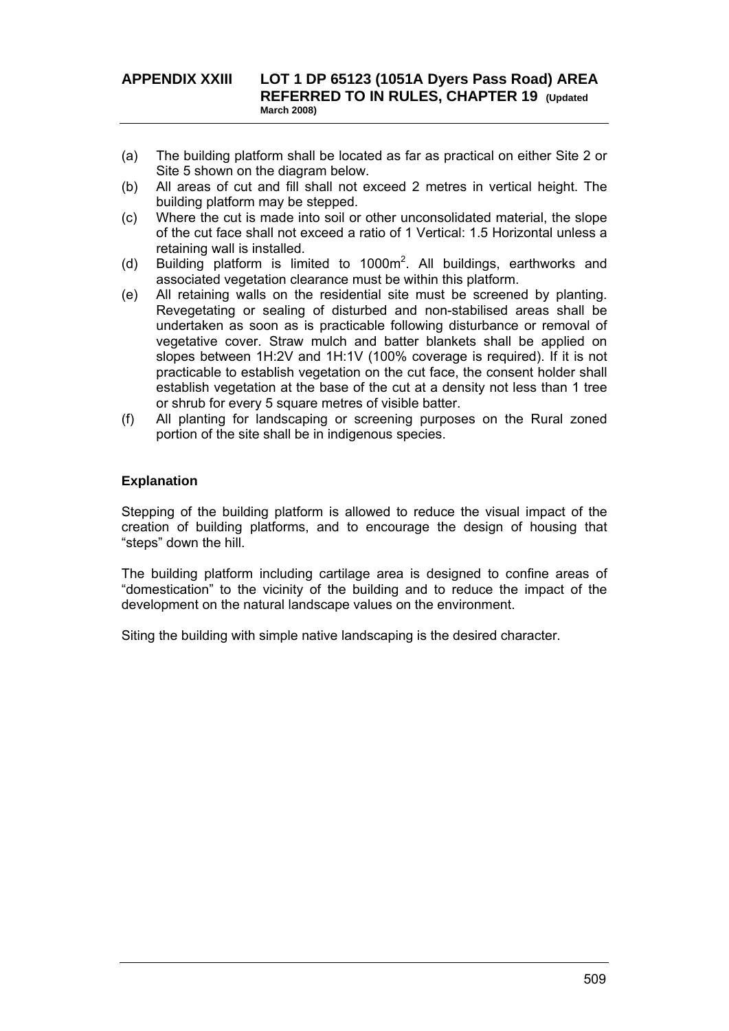## APPENDIX XXIII LOT 1 DP 65123 (1051A Dyers Pass Road) AREA REFERRED TO IN RULES, CHAPTER 19 (Updated March 2008)

(a) The building platform shall be located as far as practical on either Site 2 or Site 5 shown on the diagram below.

(b) All areas of cut and fill shall not exceed 2 metres in vertical height. The building platform may be stepped.

(c) Where the cut is made into soil or other unconsolidated material, the slope of the cut face shall not exceed a ratio of 1 Vertical: 1.5 Horizontal unless a retaining wall is installed.

(d) Building platform is limited to 1000m$^2$. All buildings, earthworks and associated vegetation clearance must be within this platform.

(e) All retaining walls on the residential site must be screened by planting. Revegetating or sealing of disturbed and non-stabilised areas shall be undertaken as soon as is practicable following disturbance or removal of vegetative cover. Straw mulch and batter blankets shall be applied on slopes between 1H:2V and 1H:1V (100% coverage is required). If it is not practicable to establish vegetation on the cut face, the consent holder shall establish vegetation at the base of the cut at a density not less than 1 tree or shrub for every 5 square metres of visible batter.

(f) All planting for landscaping or screening purposes on the Rural zoned portion of the site shall be in indigenous species.

### Explanation

Stepping of the building platform is allowed to reduce the visual impact of the creation of building platforms, and to encourage the design of housing that "steps" down the hill.

The building platform including cartilage area is designed to confine areas of "domestication" to the vicinity of the building and to reduce the impact of the development on the natural landscape values on the environment.

Siting the building with simple native landscaping is the desired character.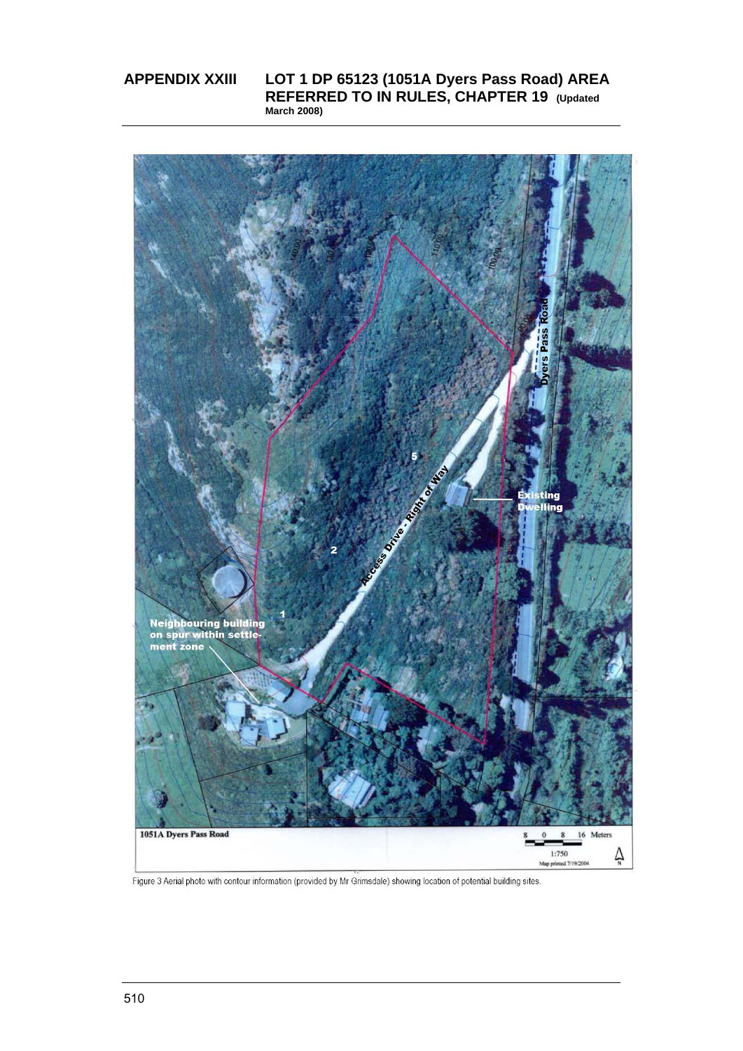**APPENDIX XXIII LOT 1 DP 65123 (1051A Dyers Pass Road) AREA REFERRED TO IN RULES, CHAPTER 19** (Updated March 2008)

Dyers Pass Road

5

Existing Dwelling

Access Drive - Right of Way

2

1

Neighbouring building on spur within settlement zone

1051A Dyers Pass Road

8 0 8 16 Meters

1:750

Map printed 7/19/2004

N

Figure 3 Aerial photo with contour information (provided by Mr Grimsdale) showing location of potential building sites.